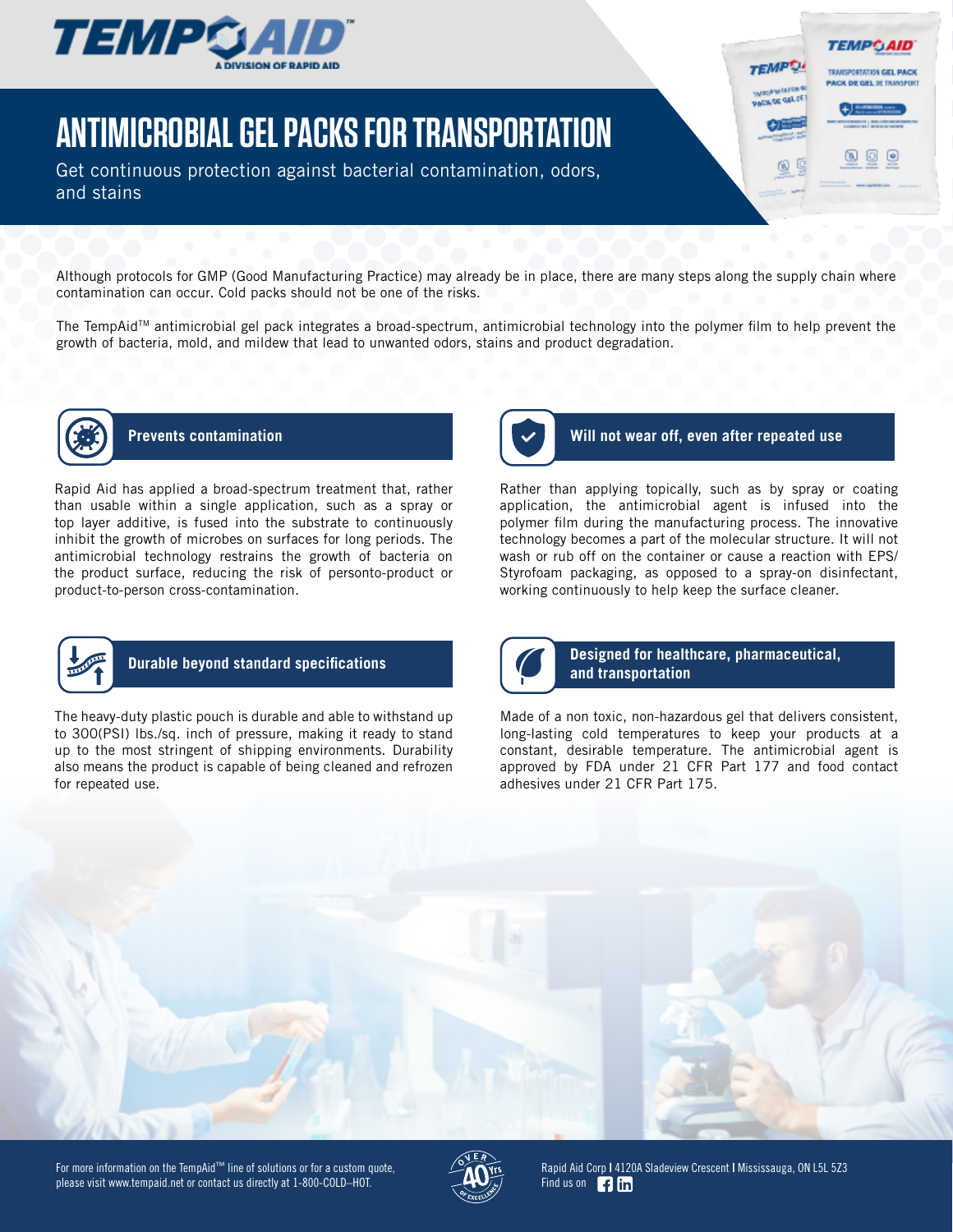# ANTIMICROBIAL GEL PACKS FOR TRANSPORTATION

Get continuous protection against bacterial contamination, odors, and stains

Although protocols for GMP (Good Manufacturing Practice) may already be in place, there are many steps along the supply chain where contamination can occur. Cold packs should not be one of the risks.

The TempAid™ antimicrobial gel pack integrates a broad-spectrum, antimicrobial technology into the polymer film to help prevent the growth of bacteria, mold, and mildew that lead to unwanted odors, stains and product degradation.

## Prevents contamination

Rapid Aid has applied a broad-spectrum treatment that, rather than usable within a single application, such as a spray or top layer additive, is fused into the substrate to continuously inhibit the growth of microbes on surfaces for long periods. The antimicrobial technology restrains the growth of bacteria on the product surface, reducing the risk of personto-product or product-to-person cross-contamination.

## Will not wear off, even after repeated use

Rather than applying topically, such as by spray or coating application, the antimicrobial agent is infused into the polymer film during the manufacturing process. The innovative technology becomes a part of the molecular structure. It will not wash or rub off on the container or cause a reaction with EPS/ Styrofoam packaging, as opposed to a spray-on disinfectant, working continuously to help keep the surface cleaner.

## Durable beyond standard specifications

The heavy-duty plastic pouch is durable and able to withstand up to 300(PSI) lbs./sq. inch of pressure, making it ready to stand up to the most stringent of shipping environments. Durability also means the product is capable of being cleaned and refrozen for repeated use.

## Designed for healthcare, pharmaceutical, and transportation

Made of a non toxic, non-hazardous gel that delivers consistent, long-lasting cold temperatures to keep your products at a constant, desirable temperature. The antimicrobial agent is approved by FDA under 21 CFR Part 177 and food contact adhesives under 21 CFR Part 175.

For more information on the TempAid™ line of solutions or for a custom quote, please visit www.tempaid.net or contact us directly at 1-800-COLD–HOT.

Rapid Aid Corp | 4120A Sladeview Crescent | Mississauga, ON L5L 5Z3
Find us on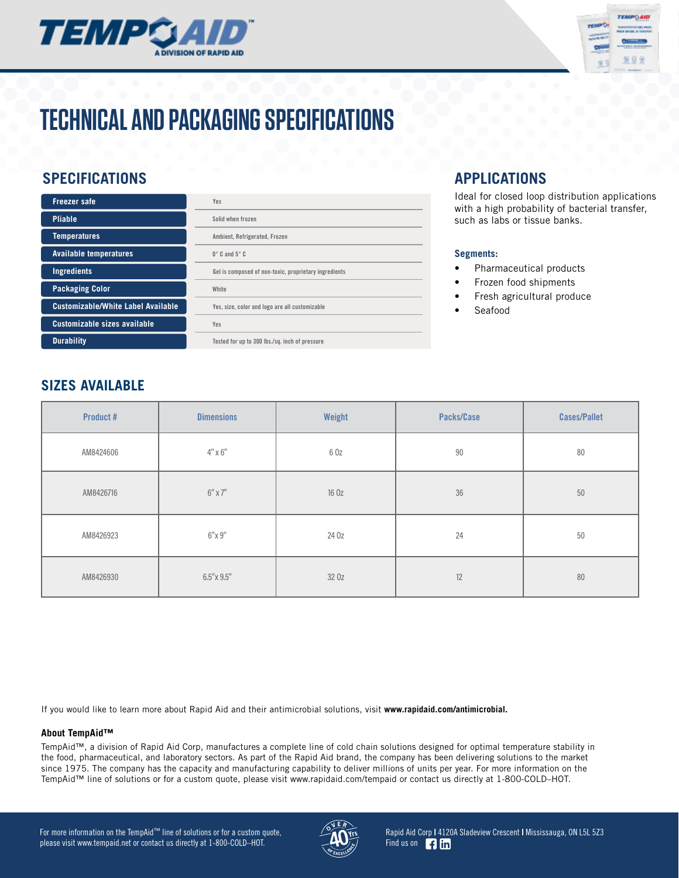# TECHNICAL AND PACKAGING SPECIFICATIONS

## SPECIFICATIONS

| | |
|---|---|
| **Freezer safe** | Yes |
| **Pliable** | Solid when frozen |
| **Temperatures** | Ambient, Refrigerated, Frozen |
| **Available temperatures** | 0° C and 5° C |
| **Ingredients** | Gel is composed of non-toxic, proprietary ingredients |
| **Packaging Color** | White |
| **Customizable/White Label Available** | Yes, size, color and logo are all customizable |
| **Customizable sizes available** | Yes |
| **Durability** | Tested for up to 300 lbs./sq. inch of pressure |

## APPLICATIONS

Ideal for closed loop distribution applications with a high probability of bacterial transfer, such as labs or tissue banks.

**Segments:**

- Pharmaceutical products
- Frozen food shipments
- Fresh agricultural produce
- Seafood

## SIZES AVAILABLE

| Product # | Dimensions | Weight | Packs/Case | Cases/Pallet |
|---|---|---|---|---|
| AM8424606 | 4" x 6" | 6 Oz | 90 | 80 |
| AM8426716 | 6" x 7" | 16 Oz | 36 | 50 |
| AM8426923 | 6"x 9" | 24 Oz | 24 | 50 |
| AM8426930 | 6.5"x 9.5" | 32 Oz | 12 | 80 |

If you would like to learn more about Rapid Aid and their antimicrobial solutions, visit **www.rapidaid.com/antimicrobial.**

**About TempAid™**

TempAid™, a division of Rapid Aid Corp, manufactures a complete line of cold chain solutions designed for optimal temperature stability in the food, pharmaceutical, and laboratory sectors. As part of the Rapid Aid brand, the company has been delivering solutions to the market since 1975. The company has the capacity and manufacturing capability to deliver millions of units per year. For more information on the TempAid™ line of solutions or for a custom quote, please visit www.rapidaid.com/tempaid or contact us directly at 1-800-COLD–HOT.

For more information on the TempAid™ line of solutions or for a custom quote, please visit www.tempaid.net or contact us directly at 1-800-COLD–HOT.

Rapid Aid Corp | 4120A Sladeview Crescent | Mississauga, ON L5L 5Z3
Find us on